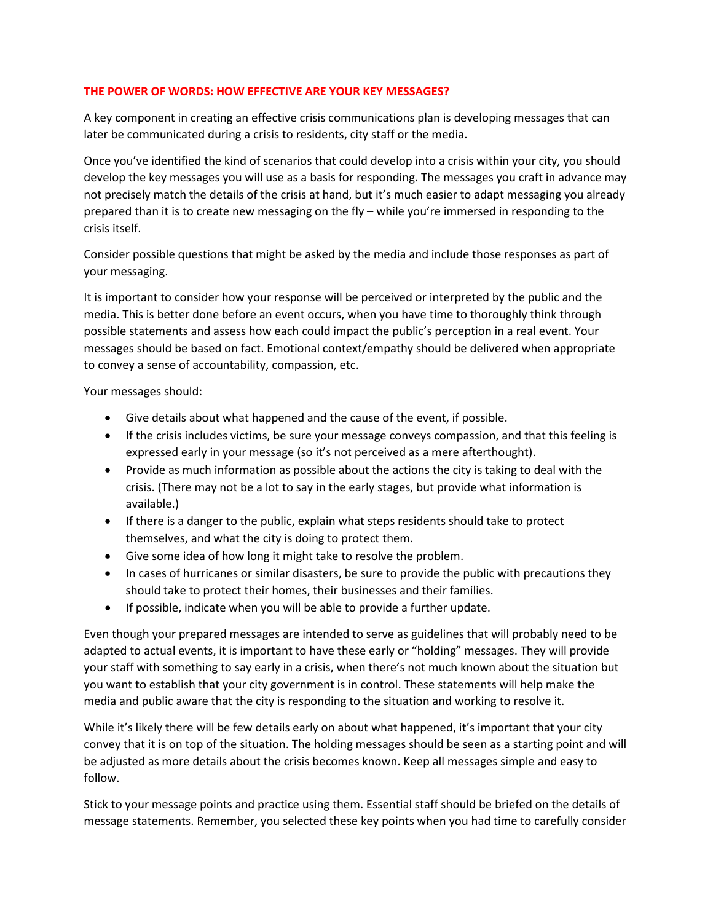## THE POWER OF WORDS: HOW EFFECTIVE ARE YOUR KEY MESSAGES?

A key component in creating an effective crisis communications plan is developing messages that can later be communicated during a crisis to residents, city staff or the media.

Once you've identified the kind of scenarios that could develop into a crisis within your city, you should develop the key messages you will use as a basis for responding. The messages you craft in advance may not precisely match the details of the crisis at hand, but it's much easier to adapt messaging you already prepared than it is to create new messaging on the fly – while you're immersed in responding to the crisis itself.

Consider possible questions that might be asked by the media and include those responses as part of your messaging.

It is important to consider how your response will be perceived or interpreted by the public and the media. This is better done before an event occurs, when you have time to thoroughly think through possible statements and assess how each could impact the public's perception in a real event. Your messages should be based on fact. Emotional context/empathy should be delivered when appropriate to convey a sense of accountability, compassion, etc.

Your messages should:

- Give details about what happened and the cause of the event, if possible.
- If the crisis includes victims, be sure your message conveys compassion, and that this feeling is expressed early in your message (so it's not perceived as a mere afterthought).
- Provide as much information as possible about the actions the city is taking to deal with the crisis. (There may not be a lot to say in the early stages, but provide what information is available.)
- If there is a danger to the public, explain what steps residents should take to protect themselves, and what the city is doing to protect them.
- Give some idea of how long it might take to resolve the problem.
- In cases of hurricanes or similar disasters, be sure to provide the public with precautions they should take to protect their homes, their businesses and their families.
- If possible, indicate when you will be able to provide a further update.

Even though your prepared messages are intended to serve as guidelines that will probably need to be adapted to actual events, it is important to have these early or "holding" messages. They will provide your staff with something to say early in a crisis, when there's not much known about the situation but you want to establish that your city government is in control. These statements will help make the media and public aware that the city is responding to the situation and working to resolve it.

While it's likely there will be few details early on about what happened, it's important that your city convey that it is on top of the situation. The holding messages should be seen as a starting point and will be adjusted as more details about the crisis becomes known. Keep all messages simple and easy to follow.

Stick to your message points and practice using them. Essential staff should be briefed on the details of message statements. Remember, you selected these key points when you had time to carefully consider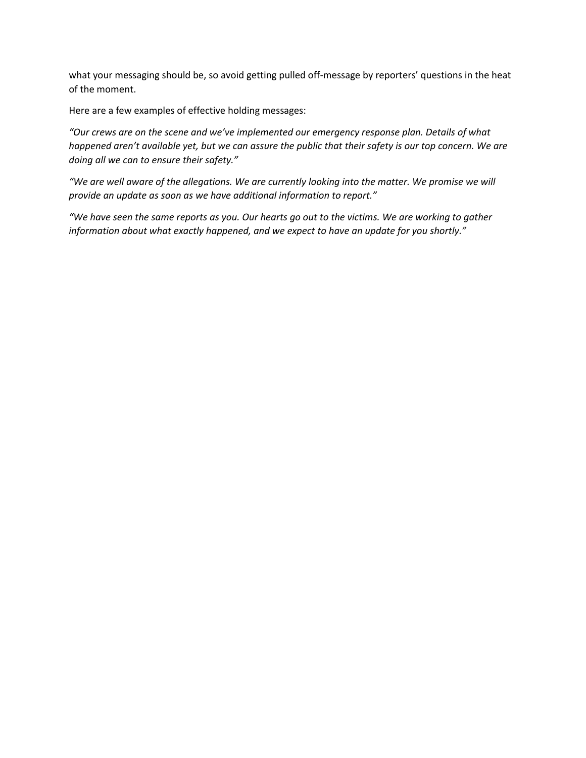what your messaging should be, so avoid getting pulled off-message by reporters' questions in the heat of the moment.

Here are a few examples of effective holding messages:

*"Our crews are on the scene and we've implemented our emergency response plan. Details of what happened aren't available yet, but we can assure the public that their safety is our top concern. We are doing all we can to ensure their safety."*

*"We are well aware of the allegations. We are currently looking into the matter. We promise we will provide an update as soon as we have additional information to report."*

*"We have seen the same reports as you. Our hearts go out to the victims. We are working to gather information about what exactly happened, and we expect to have an update for you shortly."*